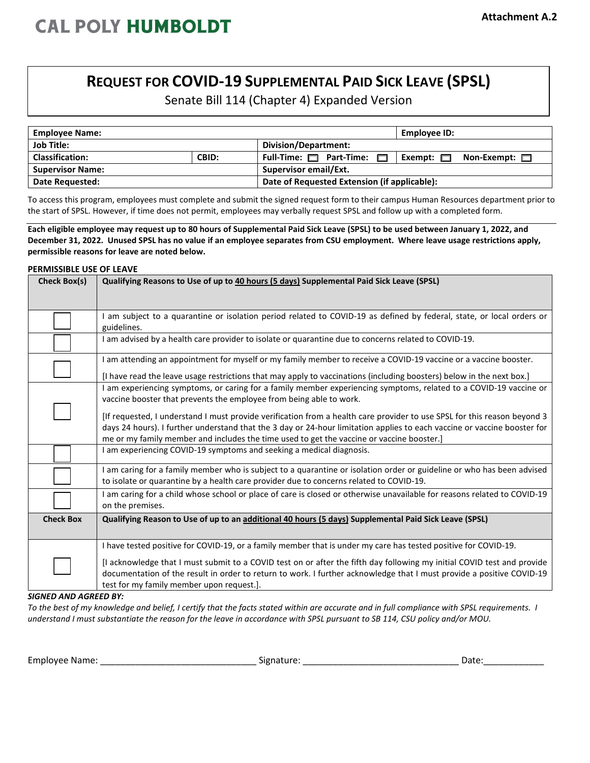**CAL POLY HUMBOLDT**

**Attachment A.2**

# REQUEST FOR COVID-19 SUPPLEMENTAL PAID SICK LEAVE (SPSL)

Senate Bill 114 (Chapter 4) Expanded Version

| **Employee Name:** | | | **Employee ID:** |
|---|---|---|---|
| **Job Title:** | | **Division/Department:** | |
| **Classification:** | **CBID:** | **Full-Time:** ☐ **Part-Time:** ☐ | **Exempt:** ☐ **Non-Exempt:** ☐ |
| **Supervisor Name:** | | **Supervisor email/Ext.** | |
| **Date Requested:** | | **Date of Requested Extension (if applicable):** | |

To access this program, employees must complete and submit the signed request form to their campus Human Resources department prior to the start of SPSL. However, if time does not permit, employees may verbally request SPSL and follow up with a completed form.

**Each eligible employee may request up to 80 hours of Supplemental Paid Sick Leave (SPSL) to be used between January 1, 2022, and December 31, 2022. Unused SPSL has no value if an employee separates from CSU employment. Where leave usage restrictions apply, permissible reasons for leave are noted below.**

**PERMISSIBLE USE OF LEAVE**

| **Check Box(s)** | **Qualifying Reasons to Use of up to 40 hours (5 days) Supplemental Paid Sick Leave (SPSL)** |
|---|---|
| ☐ | I am subject to a quarantine or isolation period related to COVID-19 as defined by federal, state, or local orders or guidelines. |
| ☐ | I am advised by a health care provider to isolate or quarantine due to concerns related to COVID-19. |
| ☐ | I am attending an appointment for myself or my family member to receive a COVID-19 vaccine or a vaccine booster. [I have read the leave usage restrictions that may apply to vaccinations (including boosters) below in the next box.] |
| ☐ | I am experiencing symptoms, or caring for a family member experiencing symptoms, related to a COVID-19 vaccine or vaccine booster that prevents the employee from being able to work. [If requested, I understand I must provide verification from a health care provider to use SPSL for this reason beyond 3 days 24 hours). I further understand that the 3 day or 24-hour limitation applies to each vaccine or vaccine booster for me or my family member and includes the time used to get the vaccine or vaccine booster.] |
| ☐ | I am experiencing COVID-19 symptoms and seeking a medical diagnosis. |
| ☐ | I am caring for a family member who is subject to a quarantine or isolation order or guideline or who has been advised to isolate or quarantine by a health care provider due to concerns related to COVID-19. |
| ☐ | I am caring for a child whose school or place of care is closed or otherwise unavailable for reasons related to COVID-19 on the premises. |
| **Check Box** | **Qualifying Reason to Use of up to an additional 40 hours (5 days) Supplemental Paid Sick Leave (SPSL)** |
| ☐ | I have tested positive for COVID-19, or a family member that is under my care has tested positive for COVID-19. [I acknowledge that I must submit to a COVID test on or after the fifth day following my initial COVID test and provide documentation of the result in order to return to work. I further acknowledge that I must provide a positive COVID-19 test for my family member upon request.]. |

***SIGNED AND AGREED BY:***

*To the best of my knowledge and belief, I certify that the facts stated within are accurate and in full compliance with SPSL requirements. I understand I must substantiate the reason for the leave in accordance with SPSL pursuant to SB 114, CSU policy and/or MOU.*

Employee Name: ______________________________ Signature: ______________________________ Date:____________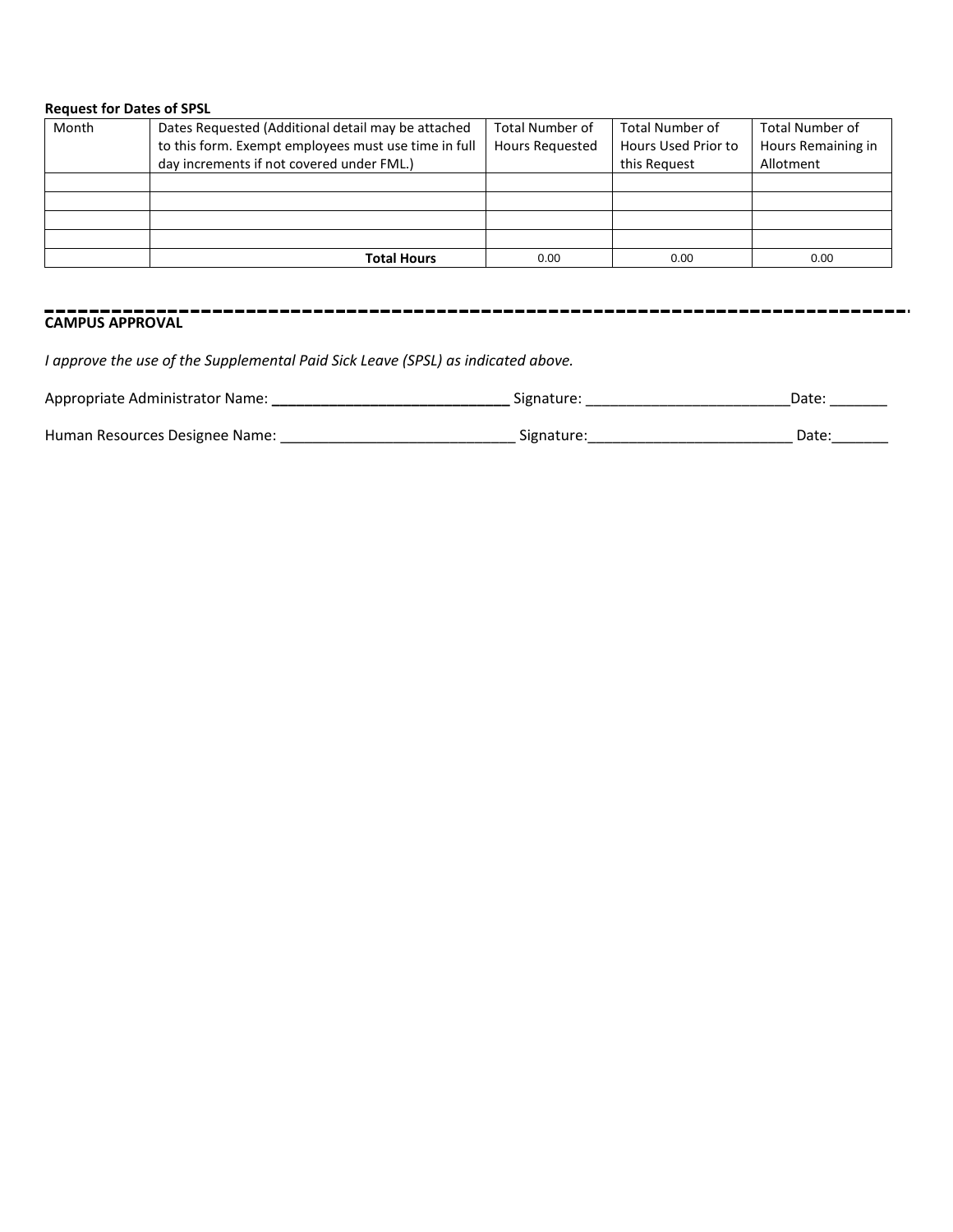**Request for Dates of SPSL**

| Month | Dates Requested (Additional detail may be attached to this form. Exempt employees must use time in full day increments if not covered under FML.) | Total Number of Hours Requested | Total Number of Hours Used Prior to this Request | Total Number of Hours Remaining in Allotment |
|---|---|---|---|---|
| | | | | |
| | | | | |
| | | | | |
| | | | | |
| | **Total Hours** | 0.00 | 0.00 | 0.00 |

---

**CAMPUS APPROVAL**

*I approve the use of the Supplemental Paid Sick Leave (SPSL) as indicated above.*

Appropriate Administrator Name: ____________________________ Signature: ________________________ Date: _______

Human Resources Designee Name: ____________________________ Signature: ________________________ Date: _______